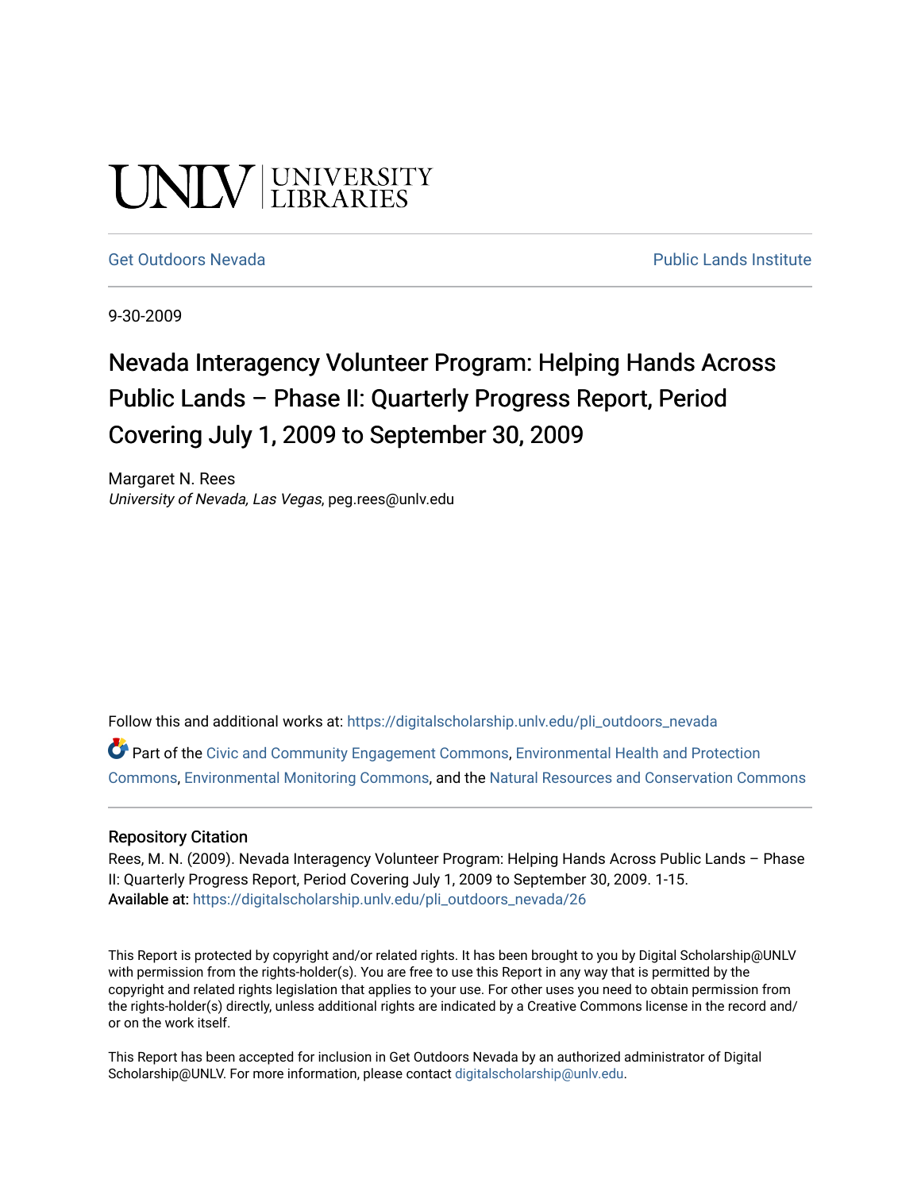UNLV | UNIVERSITY LIBRARIES

Get Outdoors Nevada | Public Lands Institute

9-30-2009

# Nevada Interagency Volunteer Program: Helping Hands Across Public Lands – Phase II: Quarterly Progress Report, Period Covering July 1, 2009 to September 30, 2009

Margaret N. Rees
*University of Nevada, Las Vegas*, peg.rees@unlv.edu

Follow this and additional works at: https://digitalscholarship.unlv.edu/pli_outdoors_nevada

Part of the Civic and Community Engagement Commons, Environmental Health and Protection Commons, Environmental Monitoring Commons, and the Natural Resources and Conservation Commons

## Repository Citation

Rees, M. N. (2009). Nevada Interagency Volunteer Program: Helping Hands Across Public Lands – Phase II: Quarterly Progress Report, Period Covering July 1, 2009 to September 30, 2009. 1-15.
**Available at:** https://digitalscholarship.unlv.edu/pli_outdoors_nevada/26

This Report is protected by copyright and/or related rights. It has been brought to you by Digital Scholarship@UNLV with permission from the rights-holder(s). You are free to use this Report in any way that is permitted by the copyright and related rights legislation that applies to your use. For other uses you need to obtain permission from the rights-holder(s) directly, unless additional rights are indicated by a Creative Commons license in the record and/or on the work itself.

This Report has been accepted for inclusion in Get Outdoors Nevada by an authorized administrator of Digital Scholarship@UNLV. For more information, please contact digitalscholarship@unlv.edu.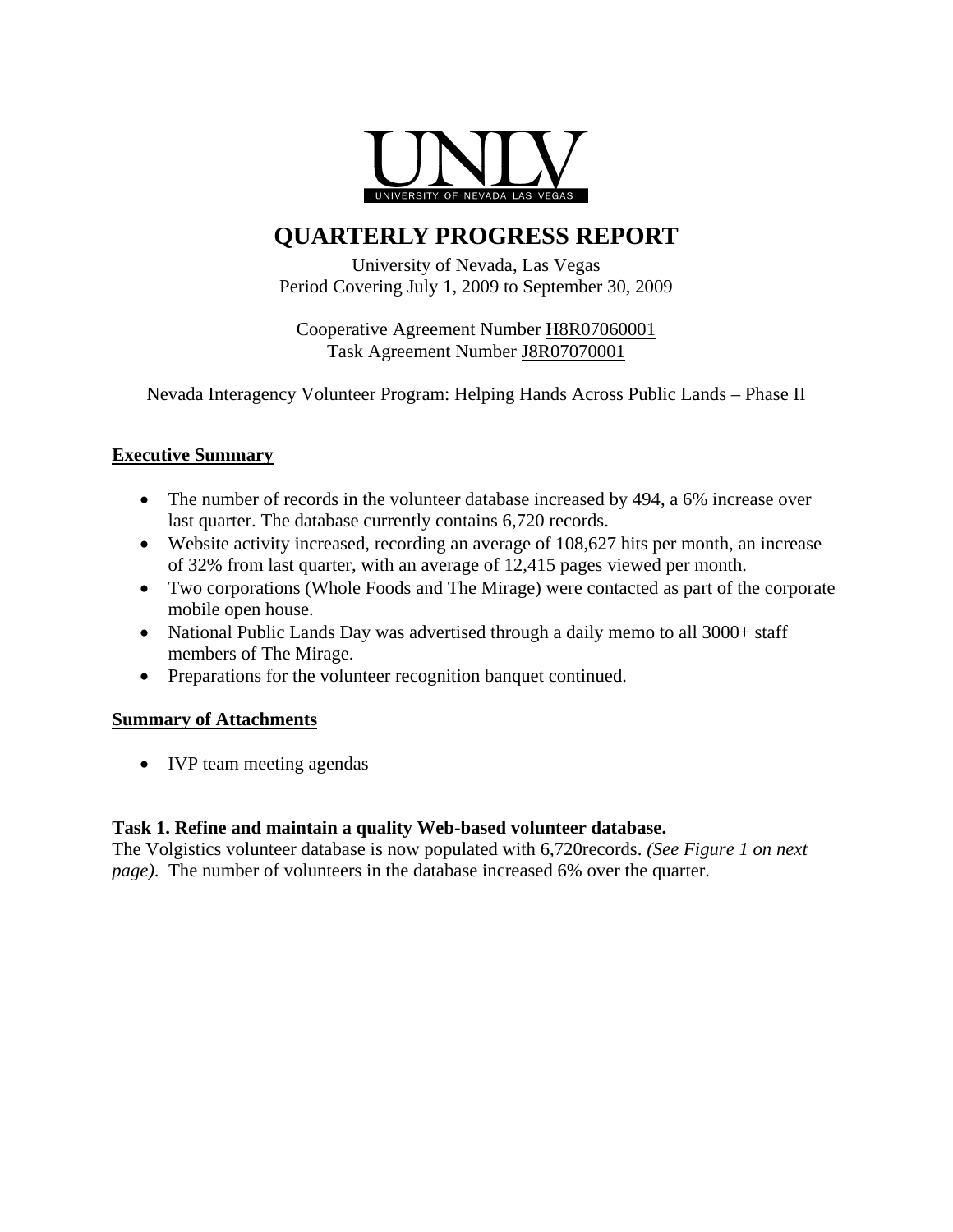# QUARTERLY PROGRESS REPORT

University of Nevada, Las Vegas
Period Covering July 1, 2009 to September 30, 2009

Cooperative Agreement Number H8R07060001
Task Agreement Number J8R07070001

Nevada Interagency Volunteer Program: Helping Hands Across Public Lands – Phase II

## Executive Summary

- The number of records in the volunteer database increased by 494, a 6% increase over last quarter. The database currently contains 6,720 records.
- Website activity increased, recording an average of 108,627 hits per month, an increase of 32% from last quarter, with an average of 12,415 pages viewed per month.
- Two corporations (Whole Foods and The Mirage) were contacted as part of the corporate mobile open house.
- National Public Lands Day was advertised through a daily memo to all 3000+ staff members of The Mirage.
- Preparations for the volunteer recognition banquet continued.

## Summary of Attachments

- IVP team meeting agendas

### Task 1. Refine and maintain a quality Web-based volunteer database.

The Volgistics volunteer database is now populated with 6,720records. *(See Figure 1 on next page).* The number of volunteers in the database increased 6% over the quarter.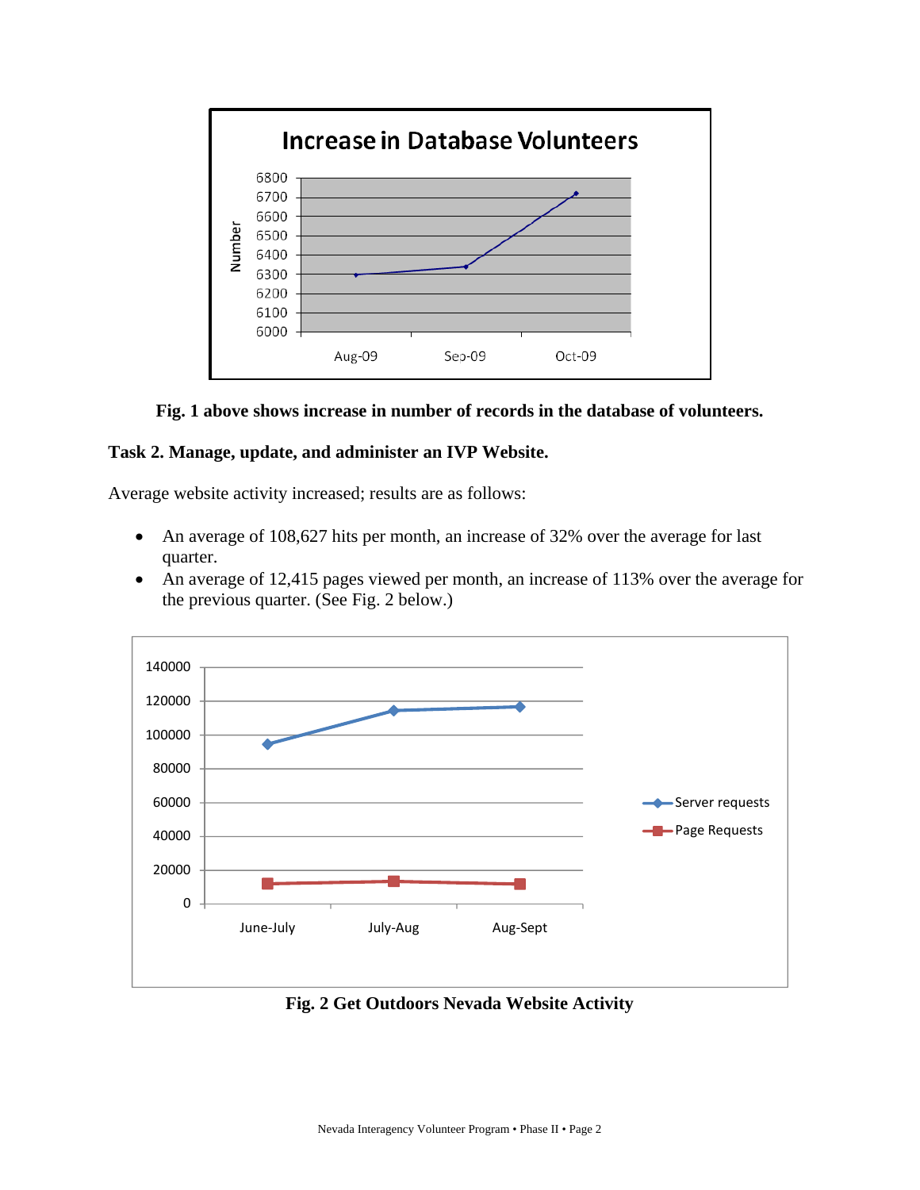**Fig. 1 above shows increase in number of records in the database of volunteers.**

**Task 2. Manage, update, and administer an IVP Website.**

Average website activity increased; results are as follows:

- An average of 108,627 hits per month, an increase of 32% over the average for last quarter.
- An average of 12,415 pages viewed per month, an increase of 113% over the average for the previous quarter. (See Fig. 2 below.)

**Fig. 2 Get Outdoors Nevada Website Activity**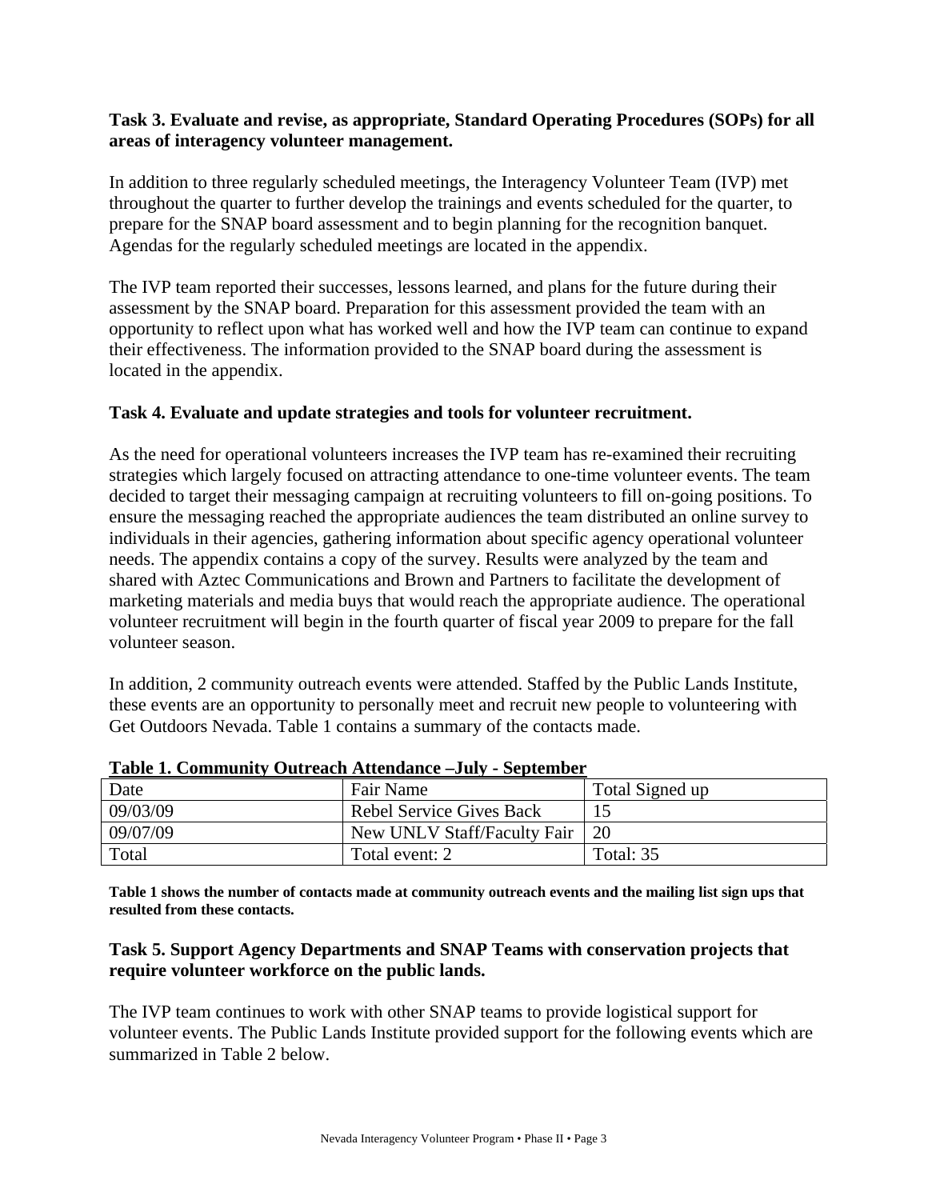**Task 3. Evaluate and revise, as appropriate, Standard Operating Procedures (SOPs) for all areas of interagency volunteer management.**

In addition to three regularly scheduled meetings, the Interagency Volunteer Team (IVP) met throughout the quarter to further develop the trainings and events scheduled for the quarter, to prepare for the SNAP board assessment and to begin planning for the recognition banquet. Agendas for the regularly scheduled meetings are located in the appendix.

The IVP team reported their successes, lessons learned, and plans for the future during their assessment by the SNAP board. Preparation for this assessment provided the team with an opportunity to reflect upon what has worked well and how the IVP team can continue to expand their effectiveness. The information provided to the SNAP board during the assessment is located in the appendix.

**Task 4. Evaluate and update strategies and tools for volunteer recruitment.**

As the need for operational volunteers increases the IVP team has re-examined their recruiting strategies which largely focused on attracting attendance to one-time volunteer events. The team decided to target their messaging campaign at recruiting volunteers to fill on-going positions. To ensure the messaging reached the appropriate audiences the team distributed an online survey to individuals in their agencies, gathering information about specific agency operational volunteer needs. The appendix contains a copy of the survey. Results were analyzed by the team and shared with Aztec Communications and Brown and Partners to facilitate the development of marketing materials and media buys that would reach the appropriate audience. The operational volunteer recruitment will begin in the fourth quarter of fiscal year 2009 to prepare for the fall volunteer season.

In addition, 2 community outreach events were attended. Staffed by the Public Lands Institute, these events are an opportunity to personally meet and recruit new people to volunteering with Get Outdoors Nevada. Table 1 contains a summary of the contacts made.

**Table 1. Community Outreach Attendance –July - September**

| Date | Fair Name | Total Signed up |
|---|---|---|
| 09/03/09 | Rebel Service Gives Back | 15 |
| 09/07/09 | New UNLV Staff/Faculty Fair | 20 |
| Total | Total event: 2 | Total: 35 |

**Table 1 shows the number of contacts made at community outreach events and the mailing list sign ups that resulted from these contacts.**

**Task 5. Support Agency Departments and SNAP Teams with conservation projects that require volunteer workforce on the public lands.**

The IVP team continues to work with other SNAP teams to provide logistical support for volunteer events. The Public Lands Institute provided support for the following events which are summarized in Table 2 below.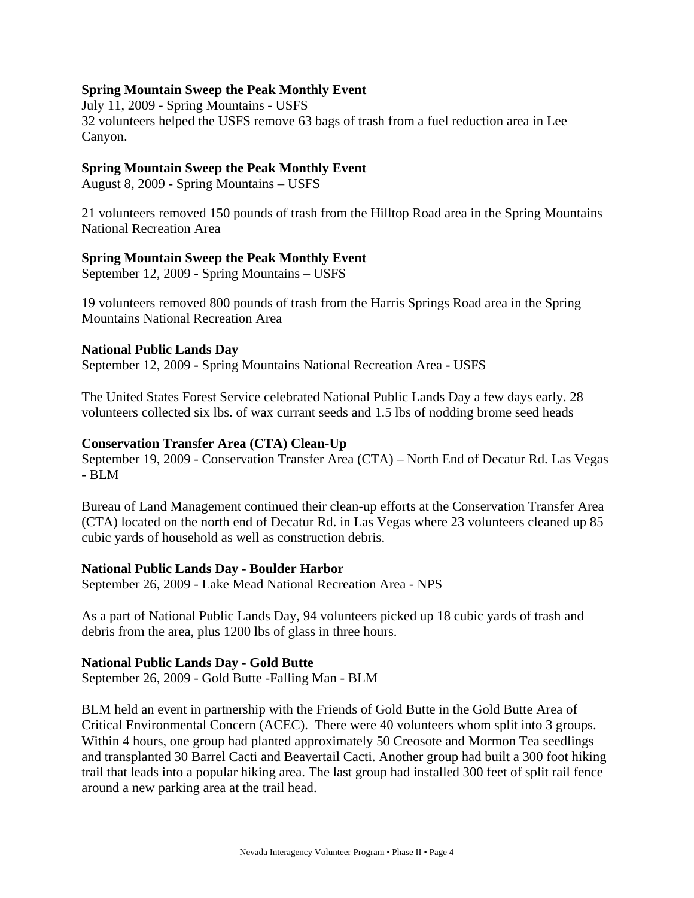**Spring Mountain Sweep the Peak Monthly Event**

July 11, 2009 - Spring Mountains - USFS

32 volunteers helped the USFS remove 63 bags of trash from a fuel reduction area in Lee Canyon.

**Spring Mountain Sweep the Peak Monthly Event**

August 8, 2009 - Spring Mountains – USFS

21 volunteers removed 150 pounds of trash from the Hilltop Road area in the Spring Mountains National Recreation Area

**Spring Mountain Sweep the Peak Monthly Event**

September 12, 2009 - Spring Mountains – USFS

19 volunteers removed 800 pounds of trash from the Harris Springs Road area in the Spring Mountains National Recreation Area

**National Public Lands Day**

September 12, 2009 - Spring Mountains National Recreation Area - USFS

The United States Forest Service celebrated National Public Lands Day a few days early. 28 volunteers collected six lbs. of wax currant seeds and 1.5 lbs of nodding brome seed heads

**Conservation Transfer Area (CTA) Clean-Up**

September 19, 2009 - Conservation Transfer Area (CTA) – North End of Decatur Rd. Las Vegas - BLM

Bureau of Land Management continued their clean-up efforts at the Conservation Transfer Area (CTA) located on the north end of Decatur Rd. in Las Vegas where 23 volunteers cleaned up 85 cubic yards of household as well as construction debris.

**National Public Lands Day - Boulder Harbor**

September 26, 2009 - Lake Mead National Recreation Area - NPS

As a part of National Public Lands Day, 94 volunteers picked up 18 cubic yards of trash and debris from the area, plus 1200 lbs of glass in three hours.

**National Public Lands Day - Gold Butte**

September 26, 2009 - Gold Butte -Falling Man - BLM

BLM held an event in partnership with the Friends of Gold Butte in the Gold Butte Area of Critical Environmental Concern (ACEC). There were 40 volunteers whom split into 3 groups. Within 4 hours, one group had planted approximately 50 Creosote and Mormon Tea seedlings and transplanted 30 Barrel Cacti and Beavertail Cacti. Another group had built a 300 foot hiking trail that leads into a popular hiking area. The last group had installed 300 feet of split rail fence around a new parking area at the trail head.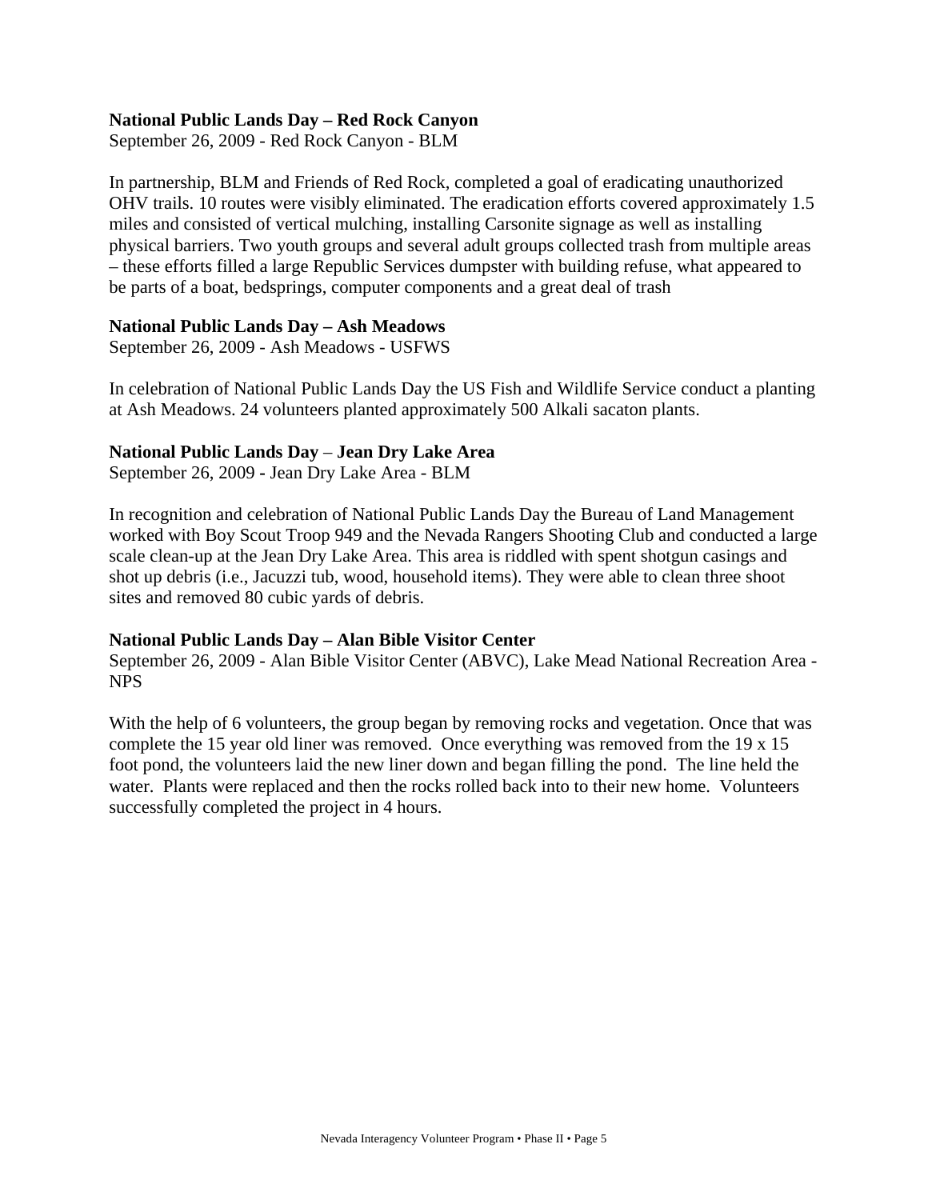**National Public Lands Day – Red Rock Canyon**

September 26, 2009 - Red Rock Canyon - BLM

In partnership, BLM and Friends of Red Rock, completed a goal of eradicating unauthorized OHV trails. 10 routes were visibly eliminated. The eradication efforts covered approximately 1.5 miles and consisted of vertical mulching, installing Carsonite signage as well as installing physical barriers. Two youth groups and several adult groups collected trash from multiple areas – these efforts filled a large Republic Services dumpster with building refuse, what appeared to be parts of a boat, bedsprings, computer components and a great deal of trash

**National Public Lands Day – Ash Meadows**

September 26, 2009 - Ash Meadows - USFWS

In celebration of National Public Lands Day the US Fish and Wildlife Service conduct a planting at Ash Meadows. 24 volunteers planted approximately 500 Alkali sacaton plants.

**National Public Lands Day – Jean Dry Lake Area**

September 26, 2009 - Jean Dry Lake Area - BLM

In recognition and celebration of National Public Lands Day the Bureau of Land Management worked with Boy Scout Troop 949 and the Nevada Rangers Shooting Club and conducted a large scale clean-up at the Jean Dry Lake Area. This area is riddled with spent shotgun casings and shot up debris (i.e., Jacuzzi tub, wood, household items). They were able to clean three shoot sites and removed 80 cubic yards of debris.

**National Public Lands Day – Alan Bible Visitor Center**

September 26, 2009 - Alan Bible Visitor Center (ABVC), Lake Mead National Recreation Area - NPS

With the help of 6 volunteers, the group began by removing rocks and vegetation. Once that was complete the 15 year old liner was removed. Once everything was removed from the 19 x 15 foot pond, the volunteers laid the new liner down and began filling the pond. The line held the water. Plants were replaced and then the rocks rolled back into to their new home. Volunteers successfully completed the project in 4 hours.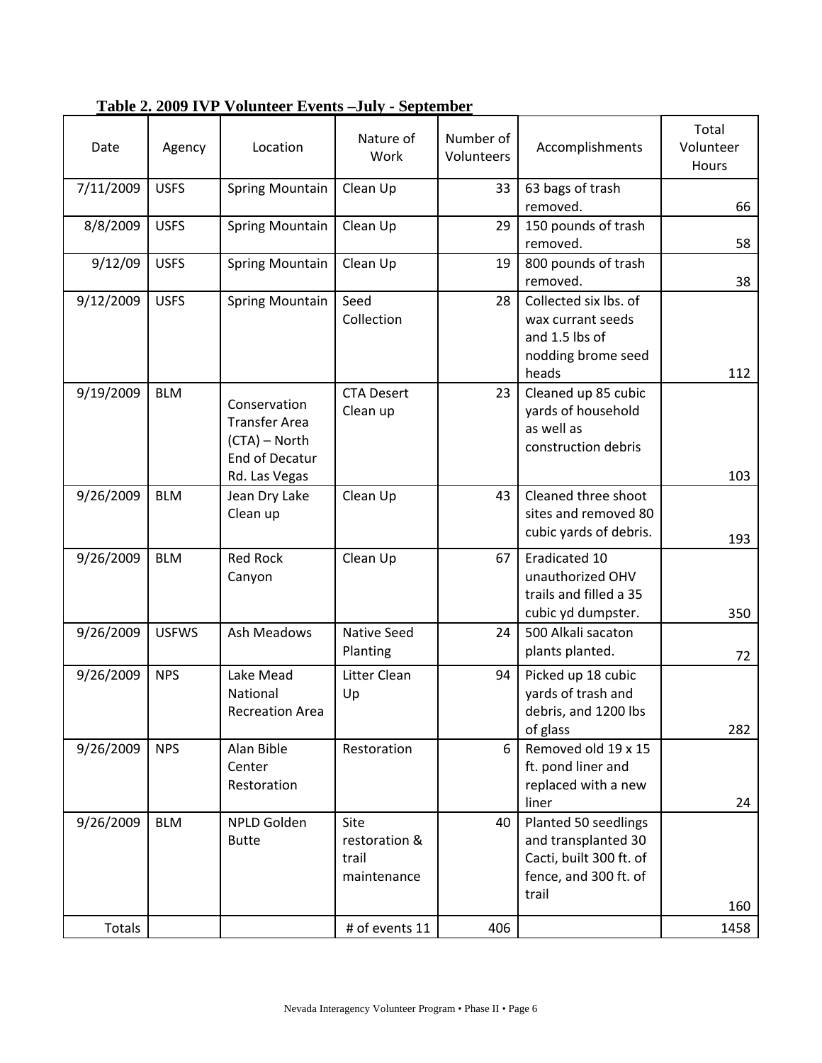**Table 2. 2009 IVP Volunteer Events –July - September**

| Date | Agency | Location | Nature of Work | Number of Volunteers | Accomplishments | Total Volunteer Hours |
|---|---|---|---|---|---|---|
| 7/11/2009 | USFS | Spring Mountain | Clean Up | 33 | 63 bags of trash removed. | 66 |
| 8/8/2009 | USFS | Spring Mountain | Clean Up | 29 | 150 pounds of trash removed. | 58 |
| 9/12/09 | USFS | Spring Mountain | Clean Up | 19 | 800 pounds of trash removed. | 38 |
| 9/12/2009 | USFS | Spring Mountain | Seed Collection | 28 | Collected six lbs. of wax currant seeds and 1.5 lbs of nodding brome seed heads | 112 |
| 9/19/2009 | BLM | Conservation Transfer Area (CTA) – North End of Decatur Rd. Las Vegas | CTA Desert Clean up | 23 | Cleaned up 85 cubic yards of household as well as construction debris | 103 |
| 9/26/2009 | BLM | Jean Dry Lake Clean up | Clean Up | 43 | Cleaned three shoot sites and removed 80 cubic yards of debris. | 193 |
| 9/26/2009 | BLM | Red Rock Canyon | Clean Up | 67 | Eradicated 10 unauthorized OHV trails and filled a 35 cubic yd dumpster. | 350 |
| 9/26/2009 | USFWS | Ash Meadows | Native Seed Planting | 24 | 500 Alkali sacaton plants planted. | 72 |
| 9/26/2009 | NPS | Lake Mead National Recreation Area | Litter Clean Up | 94 | Picked up 18 cubic yards of trash and debris, and 1200 lbs of glass | 282 |
| 9/26/2009 | NPS | Alan Bible Center Restoration | Restoration | 6 | Removed old 19 x 15 ft. pond liner and replaced with a new liner | 24 |
| 9/26/2009 | BLM | NPLD Golden Butte | Site restoration & trail maintenance | 40 | Planted 50 seedlings and transplanted 30 Cacti, built 300 ft. of fence, and 300 ft. of trail | 160 |
| Totals | | | # of events 11 | 406 | | 1458 |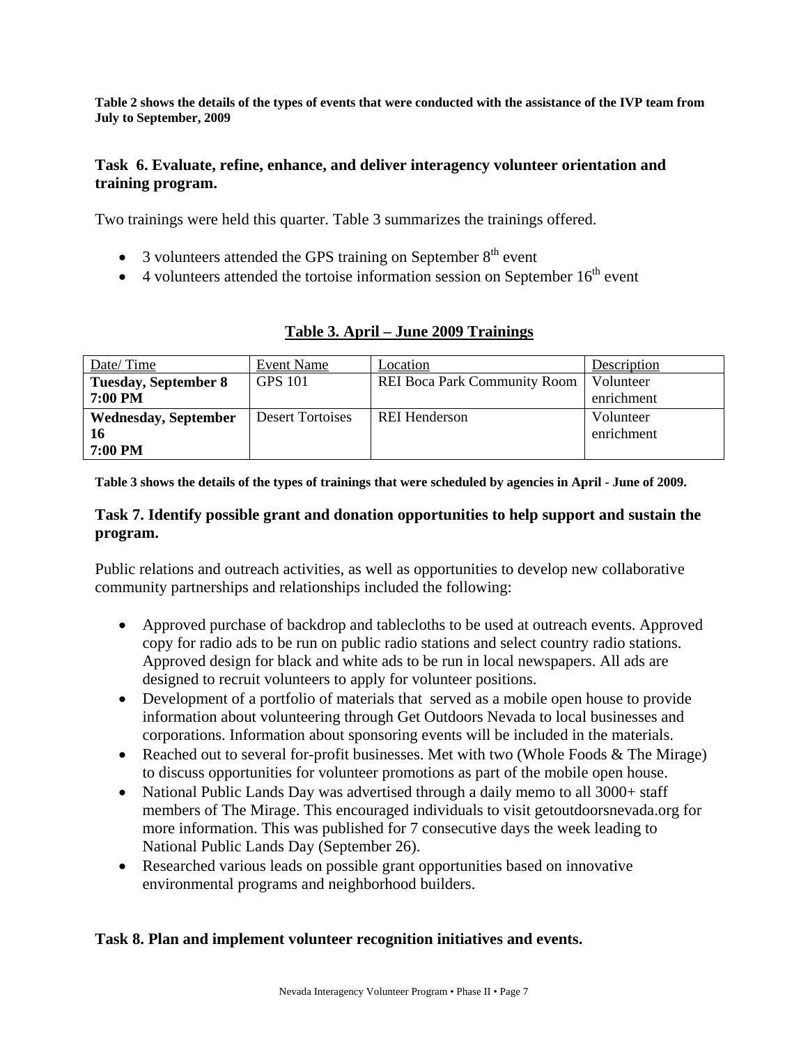**Table 2 shows the details of the types of events that were conducted with the assistance of the IVP team from July to September, 2009**

### Task 6. Evaluate, refine, enhance, and deliver interagency volunteer orientation and training program.

Two trainings were held this quarter. Table 3 summarizes the trainings offered.

- 3 volunteers attended the GPS training on September 8th event
- 4 volunteers attended the tortoise information session on September 16th event

**Table 3. April – June 2009 Trainings**

| Date/ Time | Event Name | Location | Description |
|---|---|---|---|
| **Tuesday, September 8 7:00 PM** | GPS 101 | REI Boca Park Community Room | Volunteer enrichment |
| **Wednesday, September 16 7:00 PM** | Desert Tortoises | REI Henderson | Volunteer enrichment |

**Table 3 shows the details of the types of trainings that were scheduled by agencies in April - June of 2009.**

### Task 7. Identify possible grant and donation opportunities to help support and sustain the program.

Public relations and outreach activities, as well as opportunities to develop new collaborative community partnerships and relationships included the following:

- Approved purchase of backdrop and tablecloths to be used at outreach events. Approved copy for radio ads to be run on public radio stations and select country radio stations. Approved design for black and white ads to be run in local newspapers. All ads are designed to recruit volunteers to apply for volunteer positions.
- Development of a portfolio of materials that served as a mobile open house to provide information about volunteering through Get Outdoors Nevada to local businesses and corporations. Information about sponsoring events will be included in the materials.
- Reached out to several for-profit businesses. Met with two (Whole Foods & The Mirage) to discuss opportunities for volunteer promotions as part of the mobile open house.
- National Public Lands Day was advertised through a daily memo to all 3000+ staff members of The Mirage. This encouraged individuals to visit getoutdoorsnevada.org for more information. This was published for 7 consecutive days the week leading to National Public Lands Day (September 26).
- Researched various leads on possible grant opportunities based on innovative environmental programs and neighborhood builders.

### Task 8. Plan and implement volunteer recognition initiatives and events.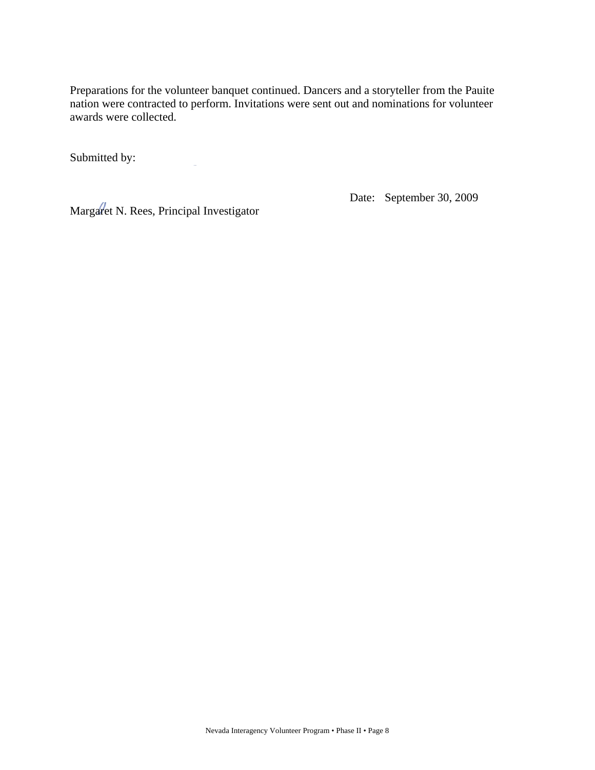Preparations for the volunteer banquet continued. Dancers and a storyteller from the Pauite nation were contracted to perform. Invitations were sent out and nominations for volunteer awards were collected.

Submitted by:

Margaret N. Rees, Principal Investigator

Date: September 30, 2009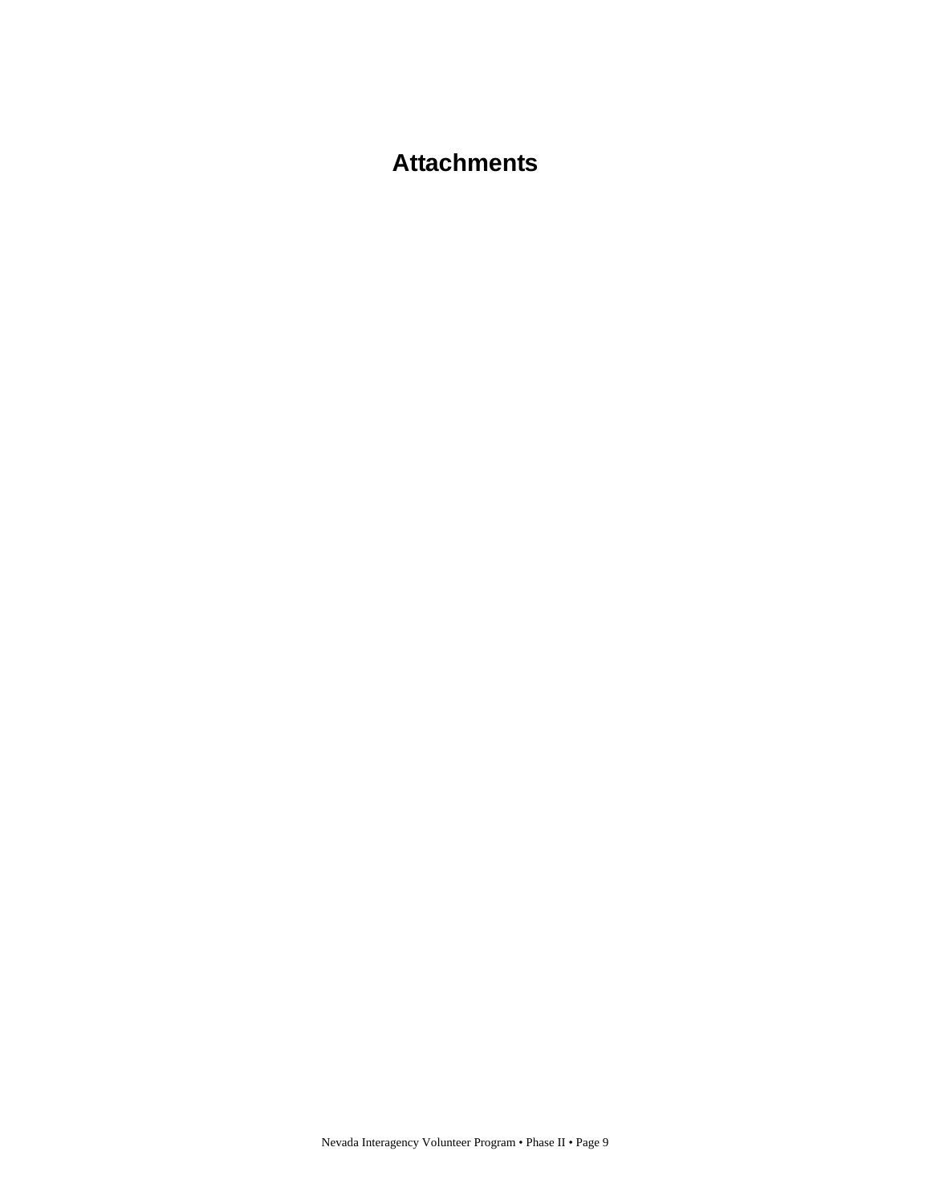# Attachments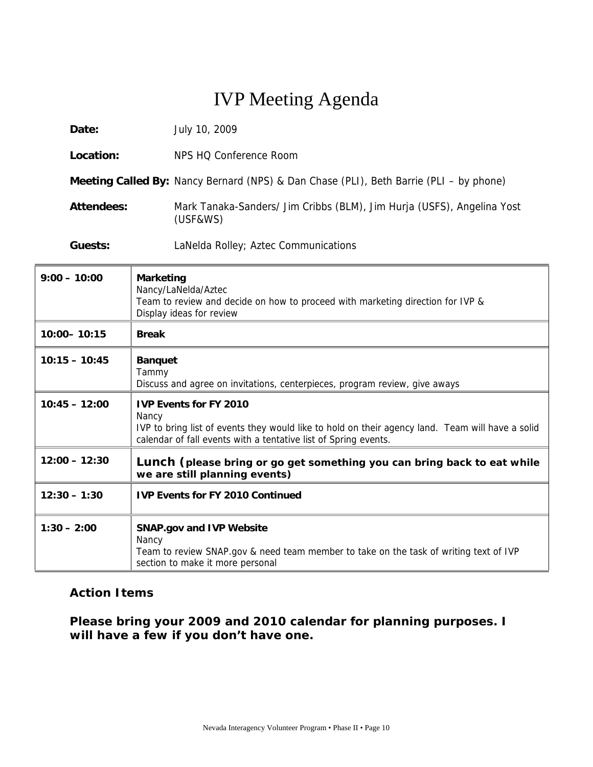# IVP Meeting Agenda

**Date:** July 10, 2009

**Location:** NPS HQ Conference Room

**Meeting Called By:** Nancy Bernard (NPS) & Dan Chase (PLI), Beth Barrie (PLI – by phone)

**Attendees:** Mark Tanaka-Sanders/ Jim Cribbs (BLM), Jim Hurja (USFS), Angelina Yost (USF&WS)

**Guests:** LaNelda Rolley; Aztec Communications

| | |
|---|---|
| **9:00 – 10:00** | **Marketing**<br>Nancy/LaNelda/Aztec<br>Team to review and decide on how to proceed with marketing direction for IVP & Display ideas for review |
| **10:00– 10:15** | **Break** |
| **10:15 – 10:45** | **Banquet**<br>Tammy<br>Discuss and agree on invitations, centerpieces, program review, give aways |
| **10:45 – 12:00** | **IVP Events for FY 2010**<br>Nancy<br>IVP to bring list of events they would like to hold on their agency land. Team will have a solid calendar of fall events with a tentative list of Spring events. |
| **12:00 – 12:30** | **Lunch (please bring or go get something you can bring back to eat while we are still planning events)** |
| **12:30 – 1:30** | **IVP Events for FY 2010 Continued** |
| **1:30 – 2:00** | **SNAP.gov and IVP Website**<br>Nancy<br>Team to review SNAP.gov & need team member to take on the task of writing text of IVP section to make it more personal |

### Action Items

**Please bring your 2009 and 2010 calendar for planning purposes. I will have a few if you don't have one.**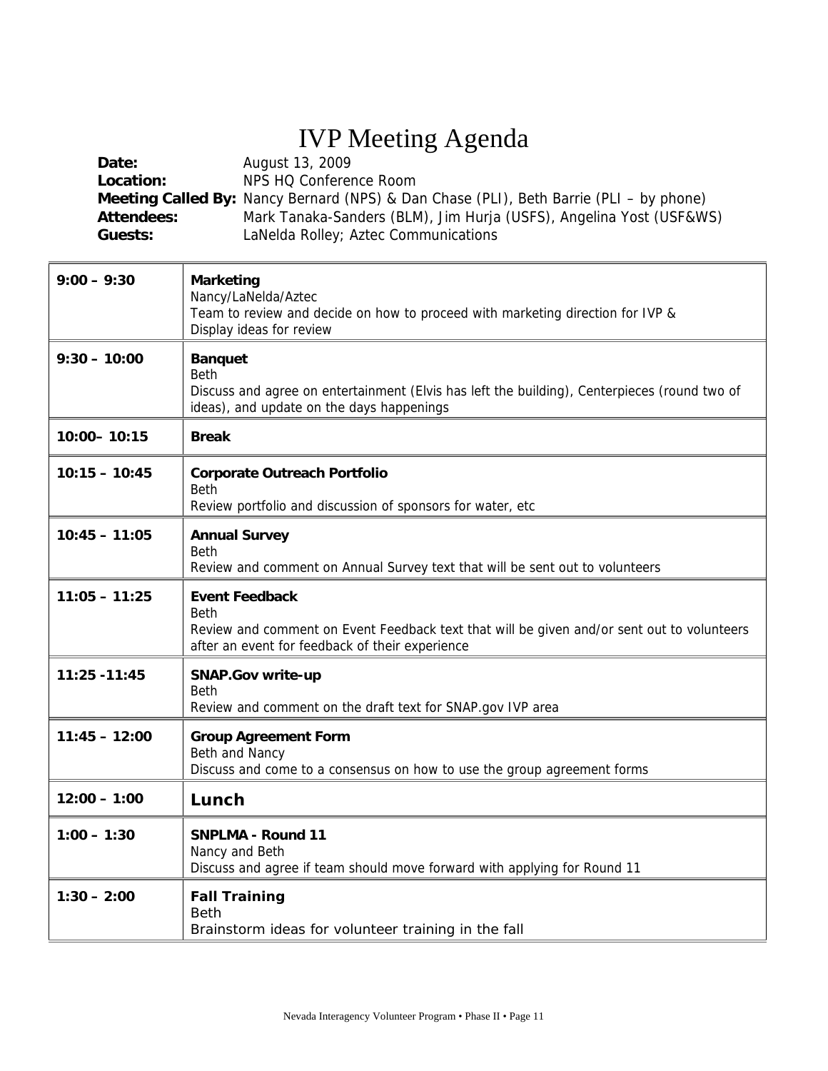# IVP Meeting Agenda

**Date:** August 13, 2009
**Location:** NPS HQ Conference Room
**Meeting Called By:** Nancy Bernard (NPS) & Dan Chase (PLI), Beth Barrie (PLI – by phone)
**Attendees:** Mark Tanaka-Sanders (BLM), Jim Hurja (USFS), Angelina Yost (USF&WS)
**Guests:** LaNelda Rolley; Aztec Communications

| | |
|---|---|
| **9:00 – 9:30** | **Marketing**<br>Nancy/LaNelda/Aztec<br>Team to review and decide on how to proceed with marketing direction for IVP & Display ideas for review |
| **9:30 – 10:00** | **Banquet**<br>Beth<br>Discuss and agree on entertainment (Elvis has left the building), Centerpieces (round two of ideas), and update on the days happenings |
| **10:00– 10:15** | **Break** |
| **10:15 – 10:45** | **Corporate Outreach Portfolio**<br>Beth<br>Review portfolio and discussion of sponsors for water, etc |
| **10:45 – 11:05** | **Annual Survey**<br>Beth<br>Review and comment on Annual Survey text that will be sent out to volunteers |
| **11:05 – 11:25** | **Event Feedback**<br>Beth<br>Review and comment on Event Feedback text that will be given and/or sent out to volunteers after an event for feedback of their experience |
| **11:25 -11:45** | **SNAP.Gov write-up**<br>Beth<br>Review and comment on the draft text for SNAP.gov IVP area |
| **11:45 – 12:00** | **Group Agreement Form**<br>Beth and Nancy<br>Discuss and come to a consensus on how to use the group agreement forms |
| **12:00 – 1:00** | **Lunch** |
| **1:00 – 1:30** | **SNPLMA - Round 11**<br>Nancy and Beth<br>Discuss and agree if team should move forward with applying for Round 11 |
| **1:30 – 2:00** | **Fall Training**<br>Beth<br>Brainstorm ideas for volunteer training in the fall |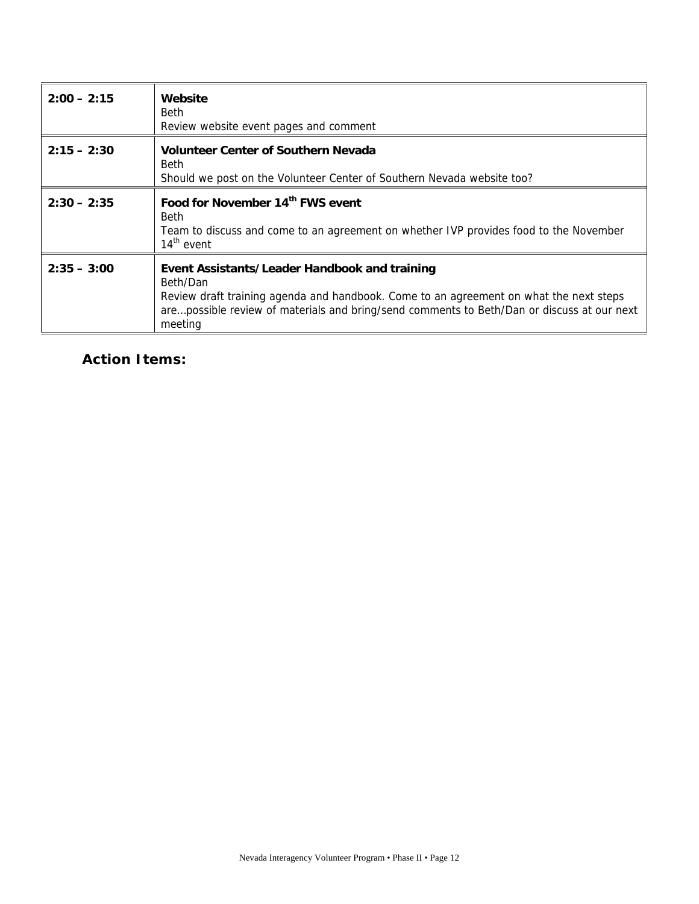| | |
|---|---|
| **2:00 – 2:15** | **Website**<br>Beth<br>Review website event pages and comment |
| **2:15 – 2:30** | **Volunteer Center of Southern Nevada**<br>Beth<br>Should we post on the Volunteer Center of Southern Nevada website too? |
| **2:30 – 2:35** | **Food for November 14th FWS event**<br>Beth<br>Team to discuss and come to an agreement on whether IVP provides food to the November 14th event |
| **2:35 – 3:00** | **Event Assistants/Leader Handbook and training**<br>Beth/Dan<br>Review draft training agenda and handbook. Come to an agreement on what the next steps are…possible review of materials and bring/send comments to Beth/Dan or discuss at our next meeting |

**Action Items:**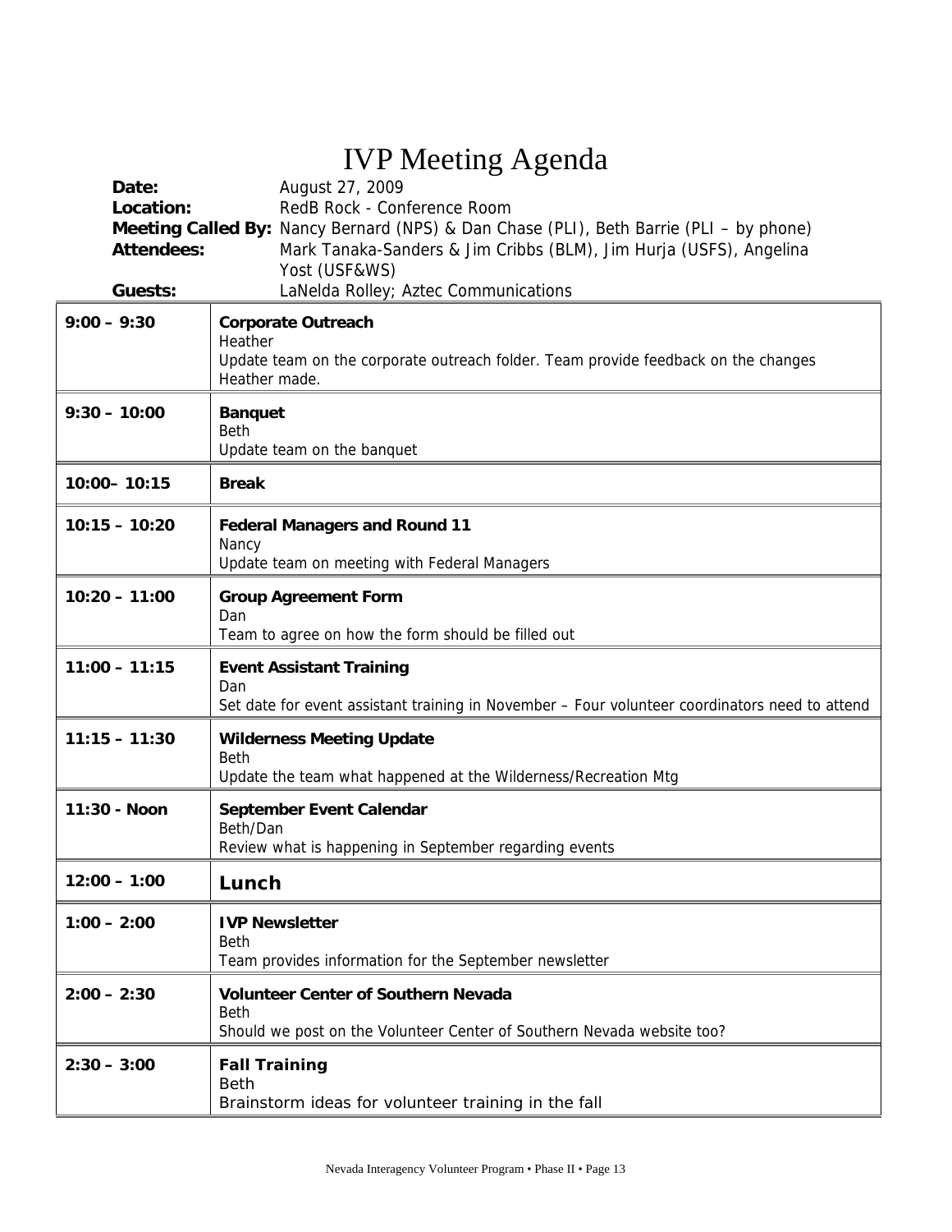# IVP Meeting Agenda

**Date:** August 27, 2009
**Location:** RedB Rock - Conference Room
**Meeting Called By:** Nancy Bernard (NPS) & Dan Chase (PLI), Beth Barrie (PLI – by phone)
**Attendees:** Mark Tanaka-Sanders & Jim Cribbs (BLM), Jim Hurja (USFS), Angelina Yost (USF&WS)
**Guests:** LaNelda Rolley; Aztec Communications

| Time | Item |
|---|---|
| **9:00 – 9:30** | **Corporate Outreach**<br>Heather<br>Update team on the corporate outreach folder. Team provide feedback on the changes Heather made. |
| **9:30 – 10:00** | **Banquet**<br>Beth<br>Update team on the banquet |
| **10:00– 10:15** | **Break** |
| **10:15 – 10:20** | **Federal Managers and Round 11**<br>Nancy<br>Update team on meeting with Federal Managers |
| **10:20 – 11:00** | **Group Agreement Form**<br>Dan<br>Team to agree on how the form should be filled out |
| **11:00 – 11:15** | **Event Assistant Training**<br>Dan<br>Set date for event assistant training in November – Four volunteer coordinators need to attend |
| **11:15 – 11:30** | **Wilderness Meeting Update**<br>Beth<br>Update the team what happened at the Wilderness/Recreation Mtg |
| **11:30 - Noon** | **September Event Calendar**<br>Beth/Dan<br>Review what is happening in September regarding events |
| **12:00 – 1:00** | **Lunch** |
| **1:00 – 2:00** | **IVP Newsletter**<br>Beth<br>Team provides information for the September newsletter |
| **2:00 – 2:30** | **Volunteer Center of Southern Nevada**<br>Beth<br>Should we post on the Volunteer Center of Southern Nevada website too? |
| **2:30 – 3:00** | **Fall Training**<br>Beth<br>Brainstorm ideas for volunteer training in the fall |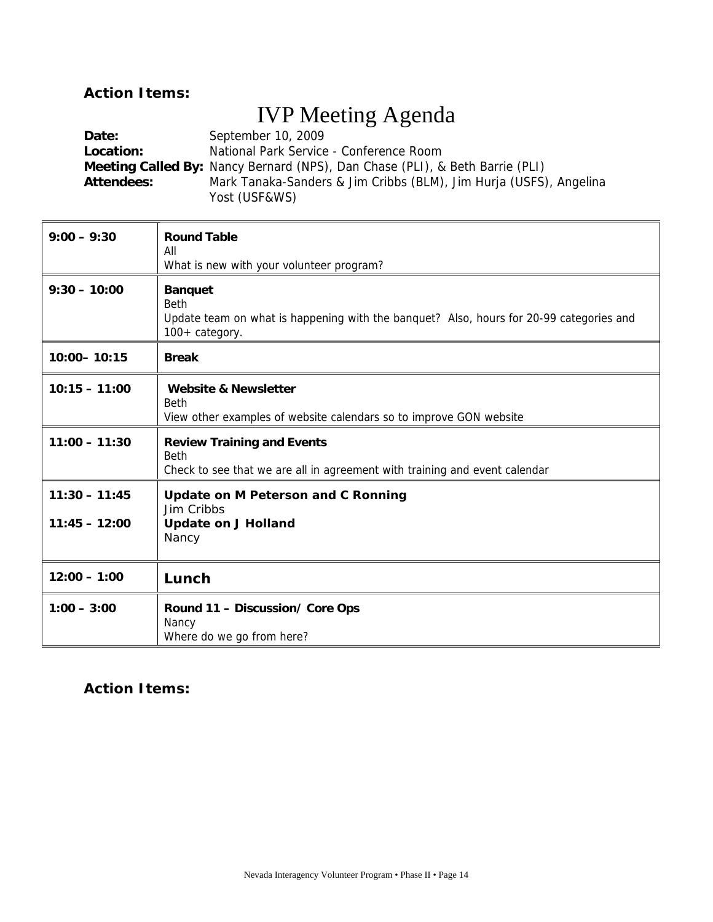**Action Items:**

# IVP Meeting Agenda

**Date:** September 10, 2009
**Location:** National Park Service - Conference Room
**Meeting Called By:** Nancy Bernard (NPS), Dan Chase (PLI), & Beth Barrie (PLI)
**Attendees:** Mark Tanaka-Sanders & Jim Cribbs (BLM), Jim Hurja (USFS), Angelina Yost (USF&WS)

| | |
|---|---|
| **9:00 – 9:30** | **Round Table**<br>All<br>What is new with your volunteer program? |
| **9:30 – 10:00** | **Banquet**<br>Beth<br>Update team on what is happening with the banquet? Also, hours for 20-99 categories and 100+ category. |
| **10:00– 10:15** | **Break** |
| **10:15 – 11:00** | **Website & Newsletter**<br>Beth<br>View other examples of website calendars so to improve GON website |
| **11:00 – 11:30** | **Review Training and Events**<br>Beth<br>Check to see that we are all in agreement with training and event calendar |
| **11:30 – 11:45**<br>**11:45 – 12:00** | **Update on M Peterson and C Ronning**<br>Jim Cribbs<br>**Update on J Holland**<br>Nancy |
| **12:00 – 1:00** | **Lunch** |
| **1:00 – 3:00** | **Round 11 – Discussion/ Core Ops**<br>Nancy<br>Where do we go from here? |

**Action Items:**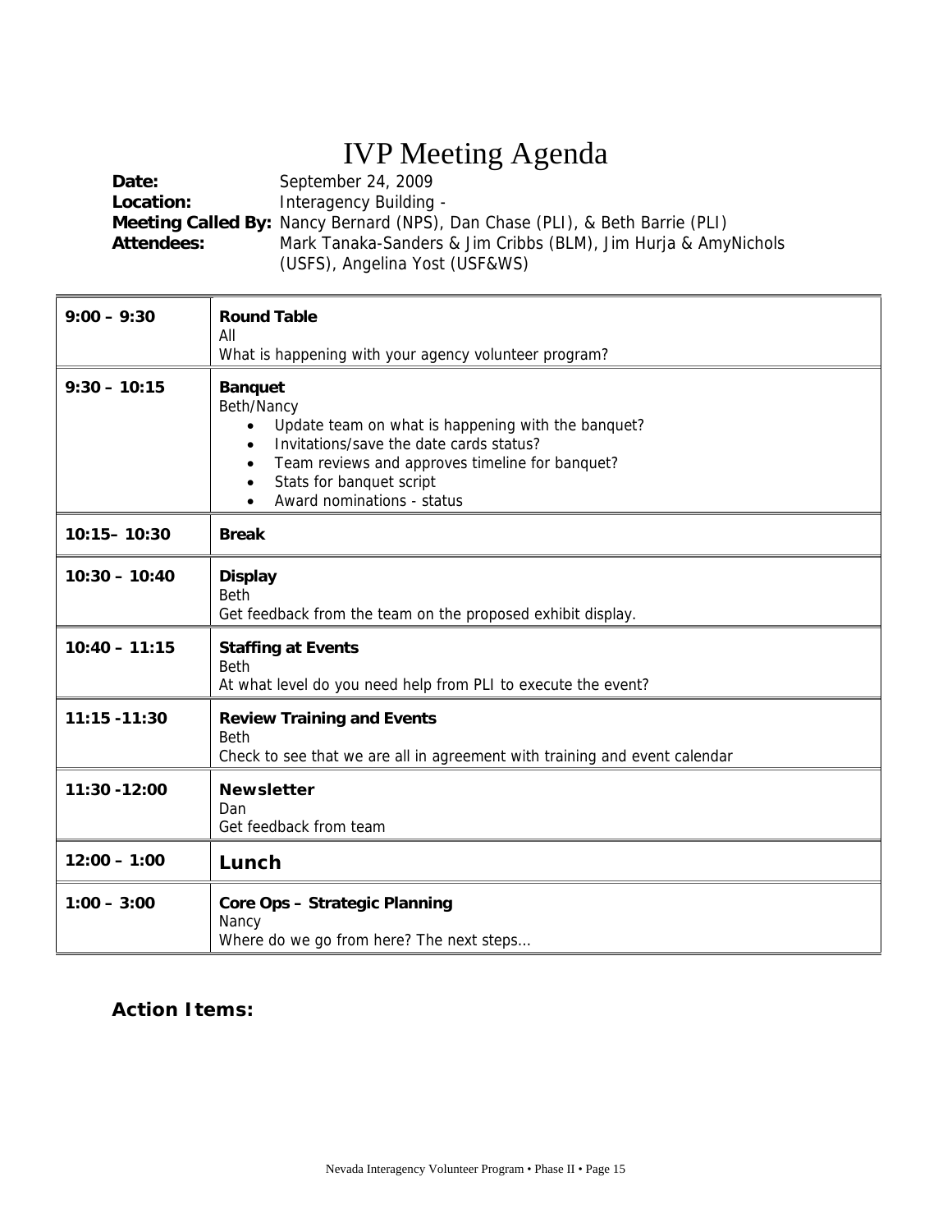# IVP Meeting Agenda

**Date:** September 24, 2009
**Location:** Interagency Building -
**Meeting Called By:** Nancy Bernard (NPS), Dan Chase (PLI), & Beth Barrie (PLI)
**Attendees:** Mark Tanaka-Sanders & Jim Cribbs (BLM), Jim Hurja & AmyNichols (USFS), Angelina Yost (USF&WS)

| | |
|---|---|
| **9:00 – 9:30** | **Round Table**<br>All<br>What is happening with your agency volunteer program? |
| **9:30 – 10:15** | **Banquet**<br>Beth/Nancy<br>• Update team on what is happening with the banquet?<br>• Invitations/save the date cards status?<br>• Team reviews and approves timeline for banquet?<br>• Stats for banquet script<br>• Award nominations - status |
| **10:15– 10:30** | **Break** |
| **10:30 – 10:40** | **Display**<br>Beth<br>Get feedback from the team on the proposed exhibit display. |
| **10:40 – 11:15** | **Staffing at Events**<br>Beth<br>At what level do you need help from PLI to execute the event? |
| **11:15 -11:30** | **Review Training and Events**<br>Beth<br>Check to see that we are all in agreement with training and event calendar |
| **11:30 -12:00** | **Newsletter**<br>Dan<br>Get feedback from team |
| **12:00 – 1:00** | **Lunch** |
| **1:00 – 3:00** | **Core Ops – Strategic Planning**<br>Nancy<br>Where do we go from here? The next steps… |

**Action Items:**